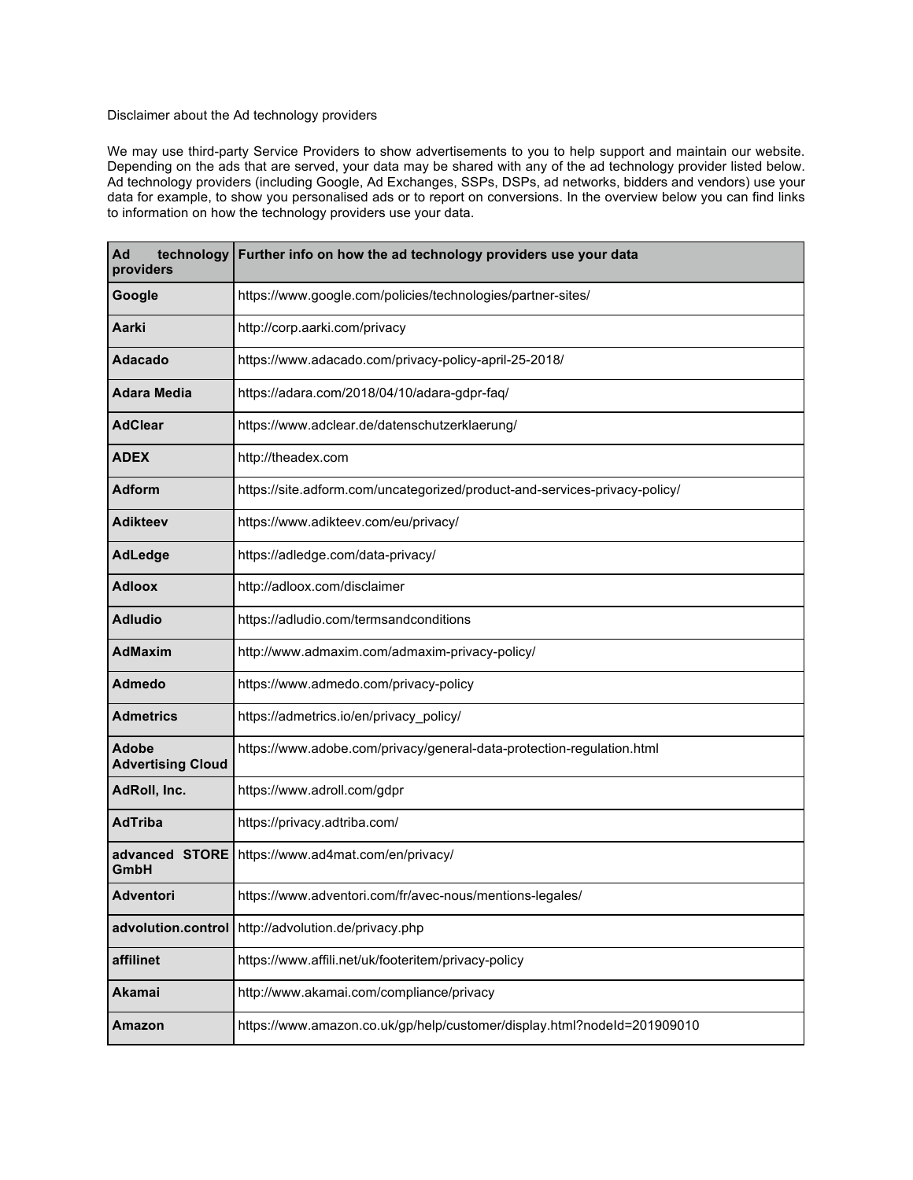Disclaimer about the Ad technology providers

We may use third-party Service Providers to show advertisements to you to help support and maintain our website. Depending on the ads that are served, your data may be shared with any of the ad technology provider listed below. Ad technology providers (including Google, Ad Exchanges, SSPs, DSPs, ad networks, bidders and vendors) use your data for example, to show you personalised ads or to report on conversions. In the overview below you can find links to information on how the technology providers use your data.

| Ad technology providers | Further info on how the ad technology providers use your data |
|---|---|
| **Google** | https://www.google.com/policies/technologies/partner-sites/ |
| **Aarki** | http://corp.aarki.com/privacy |
| **Adacado** | https://www.adacado.com/privacy-policy-april-25-2018/ |
| **Adara Media** | https://adara.com/2018/04/10/adara-gdpr-faq/ |
| **AdClear** | https://www.adclear.de/datenschutzerklaerung/ |
| **ADEX** | http://theadex.com |
| **Adform** | https://site.adform.com/uncategorized/product-and-services-privacy-policy/ |
| **Adikteev** | https://www.adikteev.com/eu/privacy/ |
| **AdLedge** | https://adledge.com/data-privacy/ |
| **Adloox** | http://adloox.com/disclaimer |
| **Adludio** | https://adludio.com/termsandconditions |
| **AdMaxim** | http://www.admaxim.com/admaxim-privacy-policy/ |
| **Admedo** | https://www.admedo.com/privacy-policy |
| **Admetrics** | https://admetrics.io/en/privacy_policy/ |
| **Adobe Advertising Cloud** | https://www.adobe.com/privacy/general-data-protection-regulation.html |
| **AdRoll, Inc.** | https://www.adroll.com/gdpr |
| **AdTriba** | https://privacy.adtriba.com/ |
| **advanced STORE GmbH** | https://www.ad4mat.com/en/privacy/ |
| **Adventori** | https://www.adventori.com/fr/avec-nous/mentions-legales/ |
| **advolution.control** | http://advolution.de/privacy.php |
| **affilinet** | https://www.affili.net/uk/footeritem/privacy-policy |
| **Akamai** | http://www.akamai.com/compliance/privacy |
| **Amazon** | https://www.amazon.co.uk/gp/help/customer/display.html?nodeId=201909010 |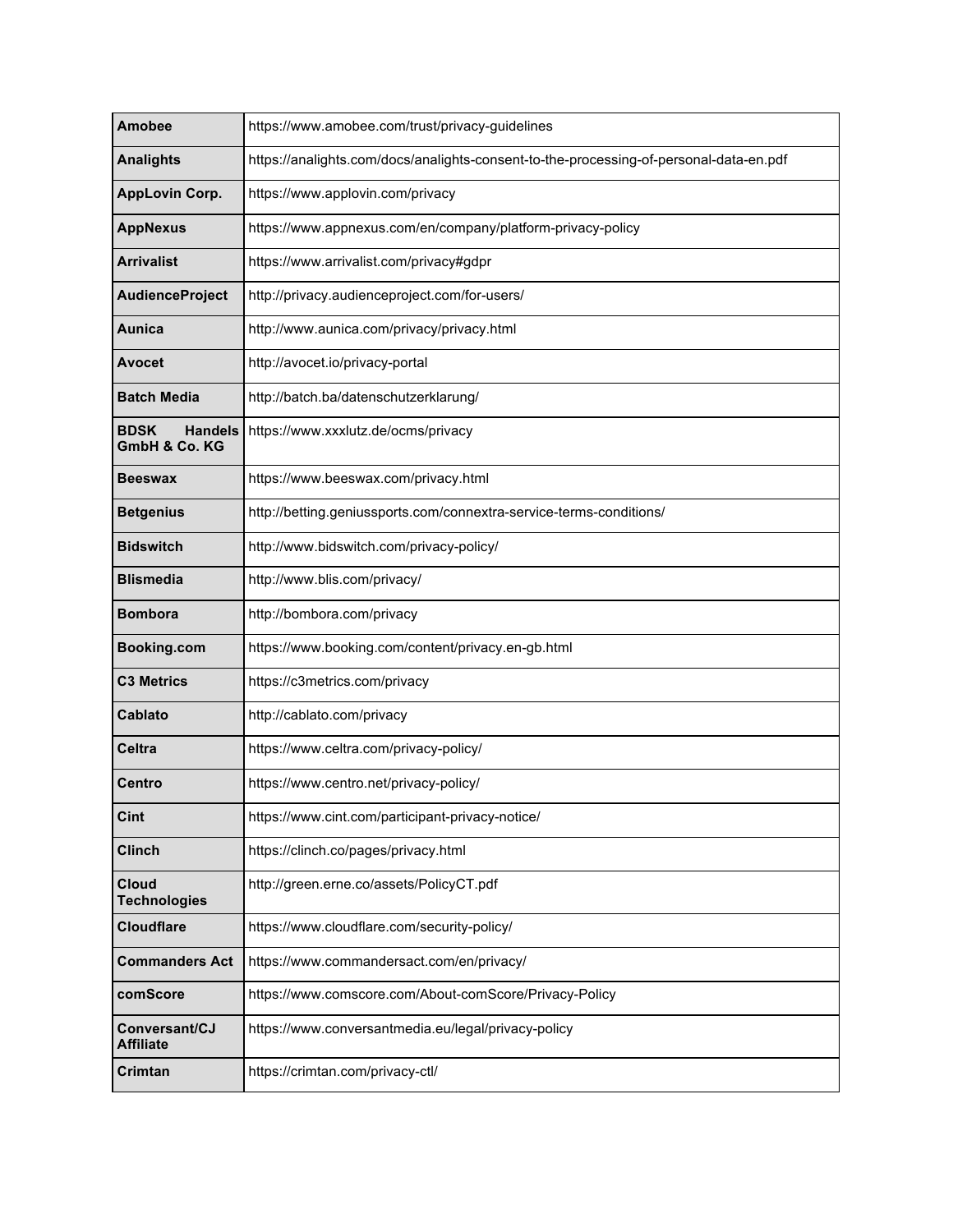| | |
|---|---|
| **Amobee** | https://www.amobee.com/trust/privacy-guidelines |
| **Analights** | https://analights.com/docs/analights-consent-to-the-processing-of-personal-data-en.pdf |
| **AppLovin Corp.** | https://www.applovin.com/privacy |
| **AppNexus** | https://www.appnexus.com/en/company/platform-privacy-policy |
| **Arrivalist** | https://www.arrivalist.com/privacy#gdpr |
| **AudienceProject** | http://privacy.audienceproject.com/for-users/ |
| **Aunica** | http://www.aunica.com/privacy/privacy.html |
| **Avocet** | http://avocet.io/privacy-portal |
| **Batch Media** | http://batch.ba/datenschutzerklarung/ |
| **BDSK Handels GmbH & Co. KG** | https://www.xxxlutz.de/ocms/privacy |
| **Beeswax** | https://www.beeswax.com/privacy.html |
| **Betgenius** | http://betting.geniussports.com/connextra-service-terms-conditions/ |
| **Bidswitch** | http://www.bidswitch.com/privacy-policy/ |
| **Blismedia** | http://www.blis.com/privacy/ |
| **Bombora** | http://bombora.com/privacy |
| **Booking.com** | https://www.booking.com/content/privacy.en-gb.html |
| **C3 Metrics** | https://c3metrics.com/privacy |
| **Cablato** | http://cablato.com/privacy |
| **Celtra** | https://www.celtra.com/privacy-policy/ |
| **Centro** | https://www.centro.net/privacy-policy/ |
| **Cint** | https://www.cint.com/participant-privacy-notice/ |
| **Clinch** | https://clinch.co/pages/privacy.html |
| **Cloud Technologies** | http://green.erne.co/assets/PolicyCT.pdf |
| **Cloudflare** | https://www.cloudflare.com/security-policy/ |
| **Commanders Act** | https://www.commandersact.com/en/privacy/ |
| **comScore** | https://www.comscore.com/About-comScore/Privacy-Policy |
| **Conversant/CJ Affiliate** | https://www.conversantmedia.eu/legal/privacy-policy |
| **Crimtan** | https://crimtan.com/privacy-ctl/ |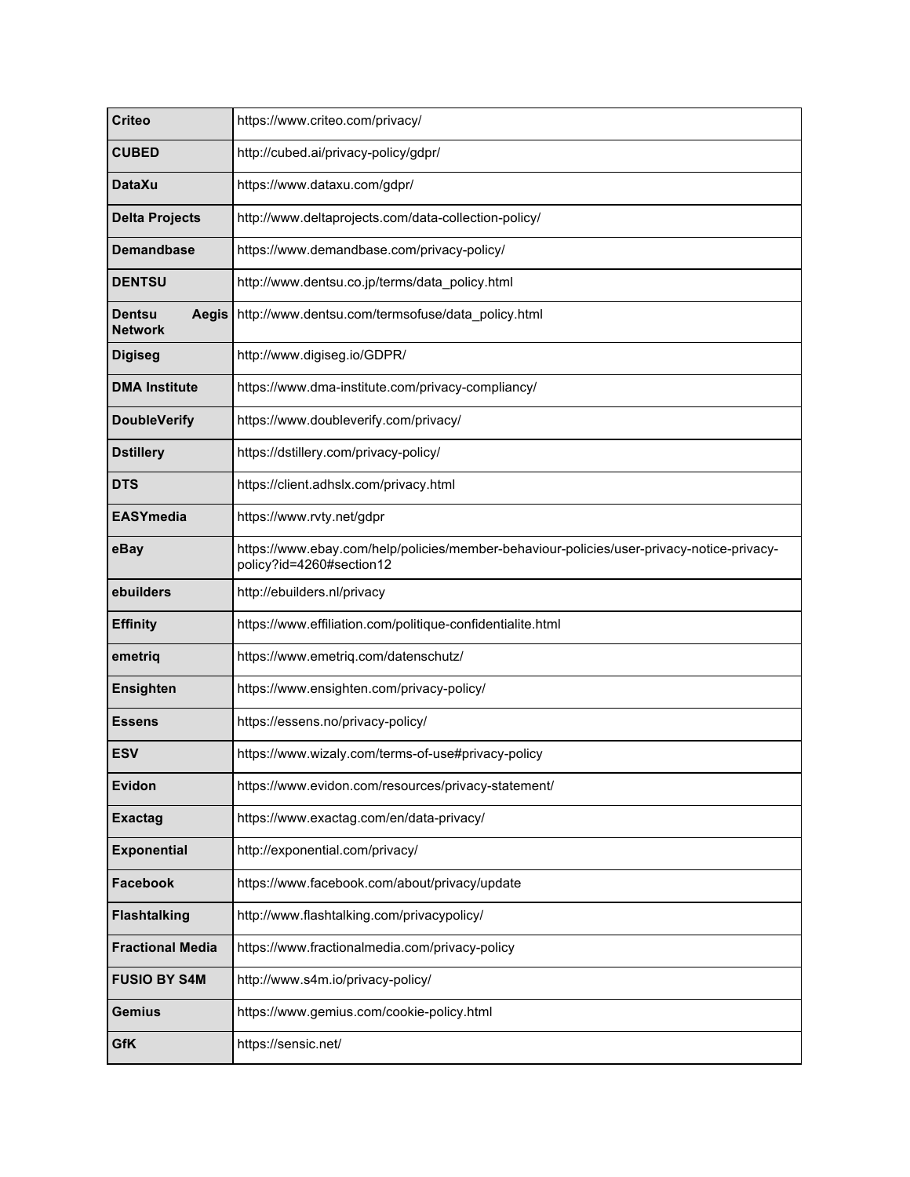| | |
|---|---|
| **Criteo** | https://www.criteo.com/privacy/ |
| **CUBED** | http://cubed.ai/privacy-policy/gdpr/ |
| **DataXu** | https://www.dataxu.com/gdpr/ |
| **Delta Projects** | http://www.deltaprojects.com/data-collection-policy/ |
| **Demandbase** | https://www.demandbase.com/privacy-policy/ |
| **DENTSU** | http://www.dentsu.co.jp/terms/data_policy.html |
| **Dentsu Aegis Network** | http://www.dentsu.com/termsofuse/data_policy.html |
| **Digiseg** | http://www.digiseg.io/GDPR/ |
| **DMA Institute** | https://www.dma-institute.com/privacy-compliancy/ |
| **DoubleVerify** | https://www.doubleverify.com/privacy/ |
| **Dstillery** | https://dstillery.com/privacy-policy/ |
| **DTS** | https://client.adhslx.com/privacy.html |
| **EASYmedia** | https://www.rvty.net/gdpr |
| **eBay** | https://www.ebay.com/help/policies/member-behaviour-policies/user-privacy-notice-privacy-policy?id=4260#section12 |
| **ebuilders** | http://ebuilders.nl/privacy |
| **Effinity** | https://www.effiliation.com/politique-confidentialite.html |
| **emetriq** | https://www.emetriq.com/datenschutz/ |
| **Ensighten** | https://www.ensighten.com/privacy-policy/ |
| **Essens** | https://essens.no/privacy-policy/ |
| **ESV** | https://www.wizaly.com/terms-of-use#privacy-policy |
| **Evidon** | https://www.evidon.com/resources/privacy-statement/ |
| **Exactag** | https://www.exactag.com/en/data-privacy/ |
| **Exponential** | http://exponential.com/privacy/ |
| **Facebook** | https://www.facebook.com/about/privacy/update |
| **Flashtalking** | http://www.flashtalking.com/privacypolicy/ |
| **Fractional Media** | https://www.fractionalmedia.com/privacy-policy |
| **FUSIO BY S4M** | http://www.s4m.io/privacy-policy/ |
| **Gemius** | https://www.gemius.com/cookie-policy.html |
| **GfK** | https://sensic.net/ |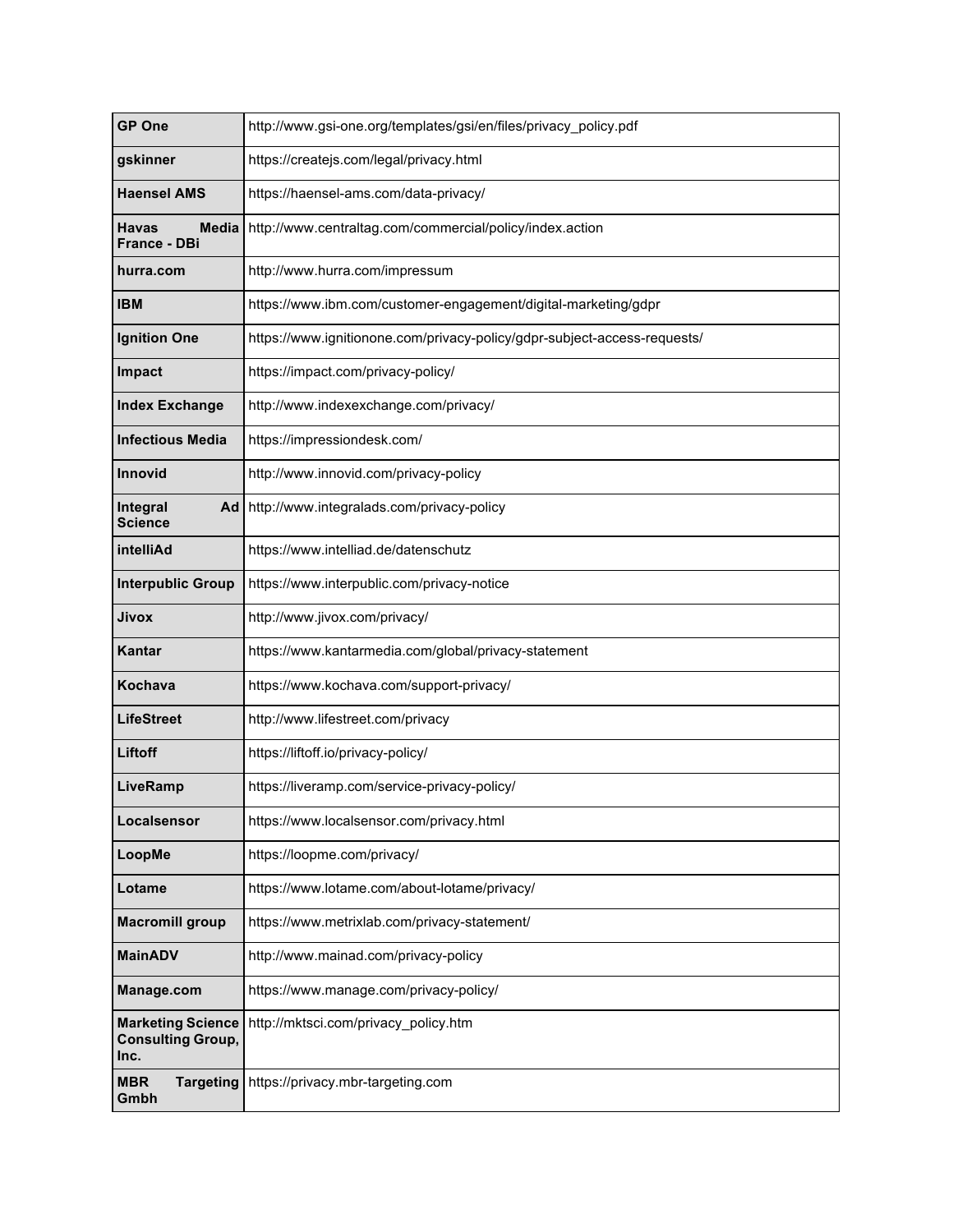| | |
|---|---|
| **GP One** | http://www.gsi-one.org/templates/gsi/en/files/privacy_policy.pdf |
| **gskinner** | https://createjs.com/legal/privacy.html |
| **Haensel AMS** | https://haensel-ams.com/data-privacy/ |
| **Havas Media France - DBi** | http://www.centraltag.com/commercial/policy/index.action |
| **hurra.com** | http://www.hurra.com/impressum |
| **IBM** | https://www.ibm.com/customer-engagement/digital-marketing/gdpr |
| **Ignition One** | https://www.ignitionone.com/privacy-policy/gdpr-subject-access-requests/ |
| **Impact** | https://impact.com/privacy-policy/ |
| **Index Exchange** | http://www.indexexchange.com/privacy/ |
| **Infectious Media** | https://impressiondesk.com/ |
| **Innovid** | http://www.innovid.com/privacy-policy |
| **Integral Ad Science** | http://www.integralads.com/privacy-policy |
| **intelliAd** | https://www.intelliad.de/datenschutz |
| **Interpublic Group** | https://www.interpublic.com/privacy-notice |
| **Jivox** | http://www.jivox.com/privacy/ |
| **Kantar** | https://www.kantarmedia.com/global/privacy-statement |
| **Kochava** | https://www.kochava.com/support-privacy/ |
| **LifeStreet** | http://www.lifestreet.com/privacy |
| **Liftoff** | https://liftoff.io/privacy-policy/ |
| **LiveRamp** | https://liveramp.com/service-privacy-policy/ |
| **Localsensor** | https://www.localsensor.com/privacy.html |
| **LoopMe** | https://loopme.com/privacy/ |
| **Lotame** | https://www.lotame.com/about-lotame/privacy/ |
| **Macromill group** | https://www.metrixlab.com/privacy-statement/ |
| **MainADV** | http://www.mainad.com/privacy-policy |
| **Manage.com** | https://www.manage.com/privacy-policy/ |
| **Marketing Science Consulting Group, Inc.** | http://mktsci.com/privacy_policy.htm |
| **MBR Targeting Gmbh** | https://privacy.mbr-targeting.com |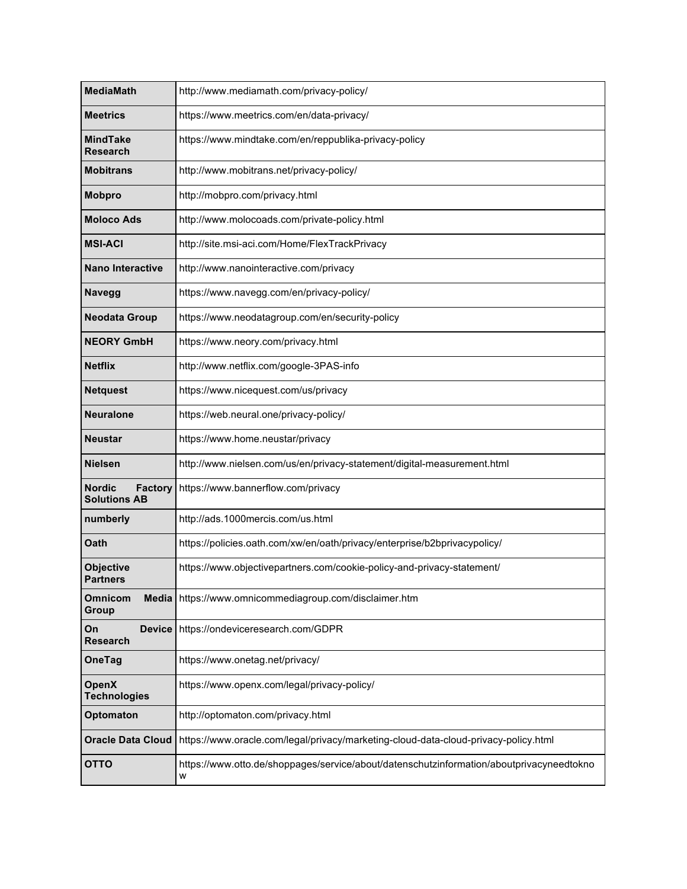| | |
|---|---|
| **MediaMath** | http://www.mediamath.com/privacy-policy/ |
| **Meetrics** | https://www.meetrics.com/en/data-privacy/ |
| **MindTake Research** | https://www.mindtake.com/en/reppublika-privacy-policy |
| **Mobitrans** | http://www.mobitrans.net/privacy-policy/ |
| **Mobpro** | http://mobpro.com/privacy.html |
| **Moloco Ads** | http://www.molocoads.com/private-policy.html |
| **MSI-ACI** | http://site.msi-aci.com/Home/FlexTrackPrivacy |
| **Nano Interactive** | http://www.nanointeractive.com/privacy |
| **Navegg** | https://www.navegg.com/en/privacy-policy/ |
| **Neodata Group** | https://www.neodatagroup.com/en/security-policy |
| **NEORY GmbH** | https://www.neory.com/privacy.html |
| **Netflix** | http://www.netflix.com/google-3PAS-info |
| **Netquest** | https://www.nicequest.com/us/privacy |
| **Neuralone** | https://web.neural.one/privacy-policy/ |
| **Neustar** | https://www.home.neustar/privacy |
| **Nielsen** | http://www.nielsen.com/us/en/privacy-statement/digital-measurement.html |
| **Nordic Factory Solutions AB** | https://www.bannerflow.com/privacy |
| **numberly** | http://ads.1000mercis.com/us.html |
| **Oath** | https://policies.oath.com/xw/en/oath/privacy/enterprise/b2bprivacypolicy/ |
| **Objective Partners** | https://www.objectivepartners.com/cookie-policy-and-privacy-statement/ |
| **Omnicom Media Group** | https://www.omnicommediagroup.com/disclaimer.htm |
| **On Device Research** | https://ondeviceresearch.com/GDPR |
| **OneTag** | https://www.onetag.net/privacy/ |
| **OpenX Technologies** | https://www.openx.com/legal/privacy-policy/ |
| **Optomaton** | http://optomaton.com/privacy.html |
| **Oracle Data Cloud** | https://www.oracle.com/legal/privacy/marketing-cloud-data-cloud-privacy-policy.html |
| **OTTO** | https://www.otto.de/shoppages/service/about/datenschutzinformation/aboutprivacyneedtoknow |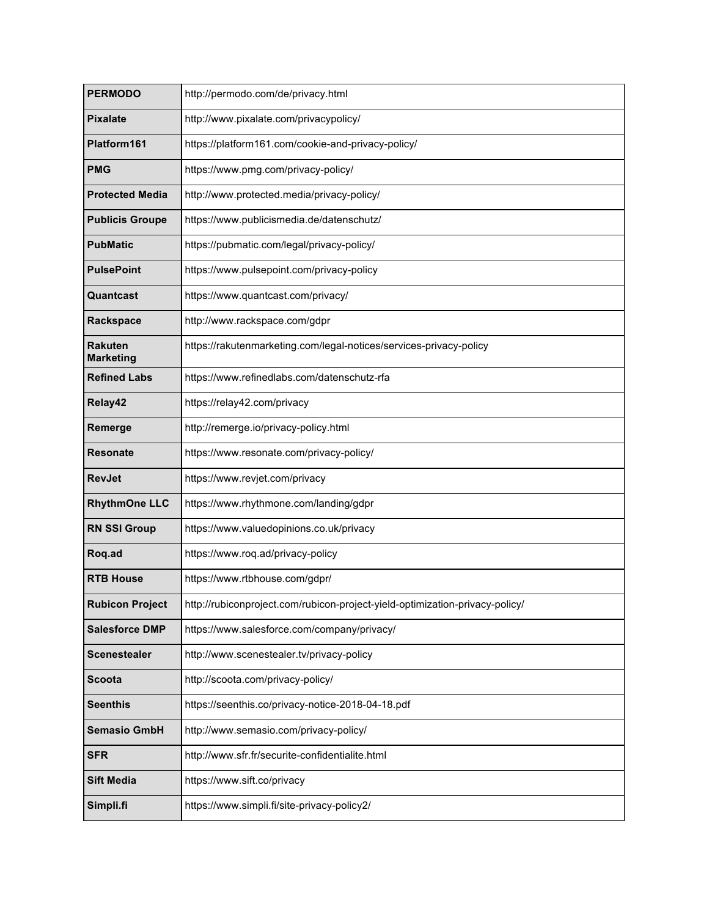| **PERMODO** | http://permodo.com/de/privacy.html |
| --- | --- |
| **Pixalate** | http://www.pixalate.com/privacypolicy/ |
| **Platform161** | https://platform161.com/cookie-and-privacy-policy/ |
| **PMG** | https://www.pmg.com/privacy-policy/ |
| **Protected Media** | http://www.protected.media/privacy-policy/ |
| **Publicis Groupe** | https://www.publicismedia.de/datenschutz/ |
| **PubMatic** | https://pubmatic.com/legal/privacy-policy/ |
| **PulsePoint** | https://www.pulsepoint.com/privacy-policy |
| **Quantcast** | https://www.quantcast.com/privacy/ |
| **Rackspace** | http://www.rackspace.com/gdpr |
| **Rakuten Marketing** | https://rakutenmarketing.com/legal-notices/services-privacy-policy |
| **Refined Labs** | https://www.refinedlabs.com/datenschutz-rfa |
| **Relay42** | https://relay42.com/privacy |
| **Remerge** | http://remerge.io/privacy-policy.html |
| **Resonate** | https://www.resonate.com/privacy-policy/ |
| **RevJet** | https://www.revjet.com/privacy |
| **RhythmOne LLC** | https://www.rhythmone.com/landing/gdpr |
| **RN SSI Group** | https://www.valuedopinions.co.uk/privacy |
| **Roq.ad** | https://www.roq.ad/privacy-policy |
| **RTB House** | https://www.rtbhouse.com/gdpr/ |
| **Rubicon Project** | http://rubiconproject.com/rubicon-project-yield-optimization-privacy-policy/ |
| **Salesforce DMP** | https://www.salesforce.com/company/privacy/ |
| **Scenestealer** | http://www.scenestealer.tv/privacy-policy |
| **Scoota** | http://scoota.com/privacy-policy/ |
| **Seenthis** | https://seenthis.co/privacy-notice-2018-04-18.pdf |
| **Semasio GmbH** | http://www.semasio.com/privacy-policy/ |
| **SFR** | http://www.sfr.fr/securite-confidentialite.html |
| **Sift Media** | https://www.sift.co/privacy |
| **Simpli.fi** | https://www.simpli.fi/site-privacy-policy2/ |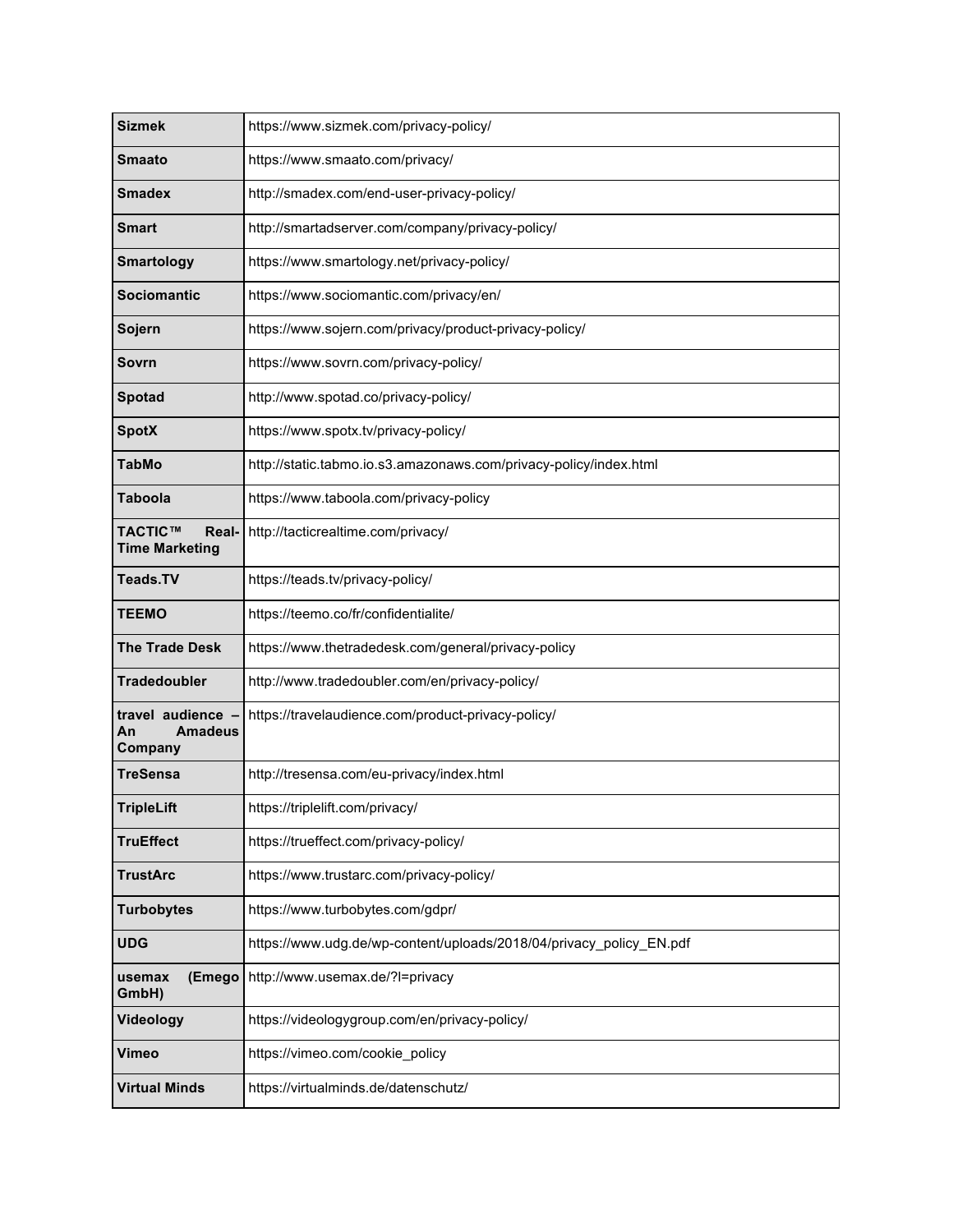| **Sizmek** | https://www.sizmek.com/privacy-policy/ |
|---|---|
| **Smaato** | https://www.smaato.com/privacy/ |
| **Smadex** | http://smadex.com/end-user-privacy-policy/ |
| **Smart** | http://smartadserver.com/company/privacy-policy/ |
| **Smartology** | https://www.smartology.net/privacy-policy/ |
| **Sociomantic** | https://www.sociomantic.com/privacy/en/ |
| **Sojern** | https://www.sojern.com/privacy/product-privacy-policy/ |
| **Sovrn** | https://www.sovrn.com/privacy-policy/ |
| **Spotad** | http://www.spotad.co/privacy-policy/ |
| **SpotX** | https://www.spotx.tv/privacy-policy/ |
| **TabMo** | http://static.tabmo.io.s3.amazonaws.com/privacy-policy/index.html |
| **Taboola** | https://www.taboola.com/privacy-policy |
| **TACTIC™ Real-Time Marketing** | http://tacticrealtime.com/privacy/ |
| **Teads.TV** | https://teads.tv/privacy-policy/ |
| **TEEMO** | https://teemo.co/fr/confidentialite/ |
| **The Trade Desk** | https://www.thetradedesk.com/general/privacy-policy |
| **Tradedoubler** | http://www.tradedoubler.com/en/privacy-policy/ |
| **travel audience – An Amadeus Company** | https://travelaudience.com/product-privacy-policy/ |
| **TreSensa** | http://tresensa.com/eu-privacy/index.html |
| **TripleLift** | https://triplelift.com/privacy/ |
| **TruEffect** | https://trueffect.com/privacy-policy/ |
| **TrustArc** | https://www.trustarc.com/privacy-policy/ |
| **Turbobytes** | https://www.turbobytes.com/gdpr/ |
| **UDG** | https://www.udg.de/wp-content/uploads/2018/04/privacy_policy_EN.pdf |
| **usemax (Emego GmbH)** | http://www.usemax.de/?l=privacy |
| **Videology** | https://videologygroup.com/en/privacy-policy/ |
| **Vimeo** | https://vimeo.com/cookie_policy |
| **Virtual Minds** | https://virtualminds.de/datenschutz/ |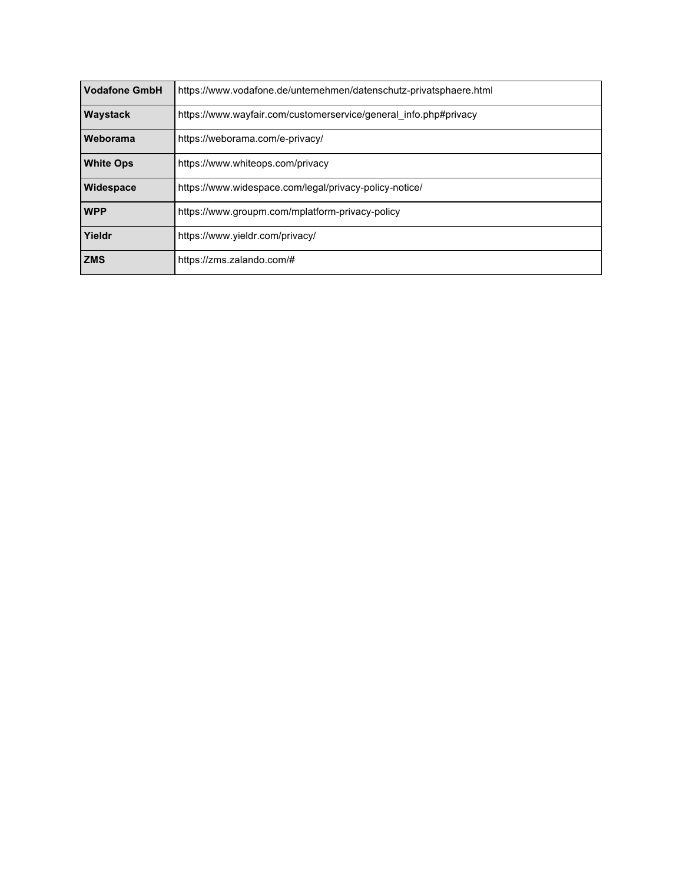| | |
|---|---|
| **Vodafone GmbH** | https://www.vodafone.de/unternehmen/datenschutz-privatsphaere.html |
| **Waystack** | https://www.wayfair.com/customerservice/general_info.php#privacy |
| **Weborama** | https://weborama.com/e-privacy/ |
| **White Ops** | https://www.whiteops.com/privacy |
| **Widespace** | https://www.widespace.com/legal/privacy-policy-notice/ |
| **WPP** | https://www.groupm.com/mplatform-privacy-policy |
| **Yieldr** | https://www.yieldr.com/privacy/ |
| **ZMS** | https://zms.zalando.com/# |